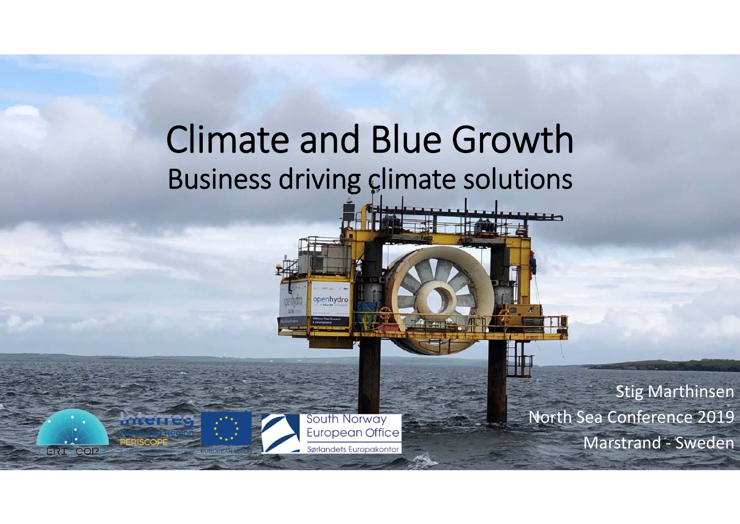# Climate and Blue Growth

## Business driving climate solutions

Stig Marthinsen

North Sea Conference 2019

Marstrand - Sweden

South Norway European Office

Sørlandets Europakontor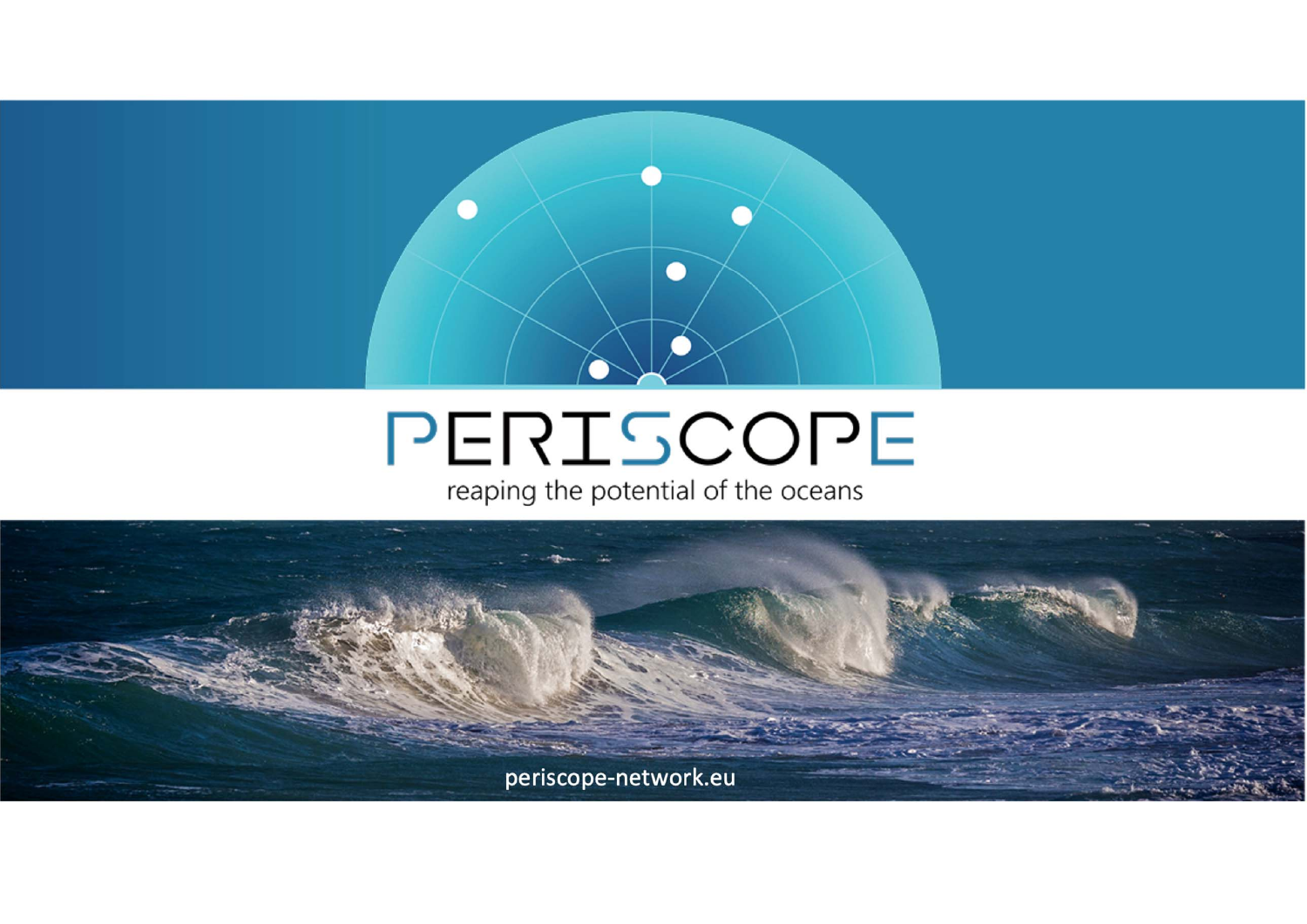# PERISCOPE

reaping the potential of the oceans

periscope-network.eu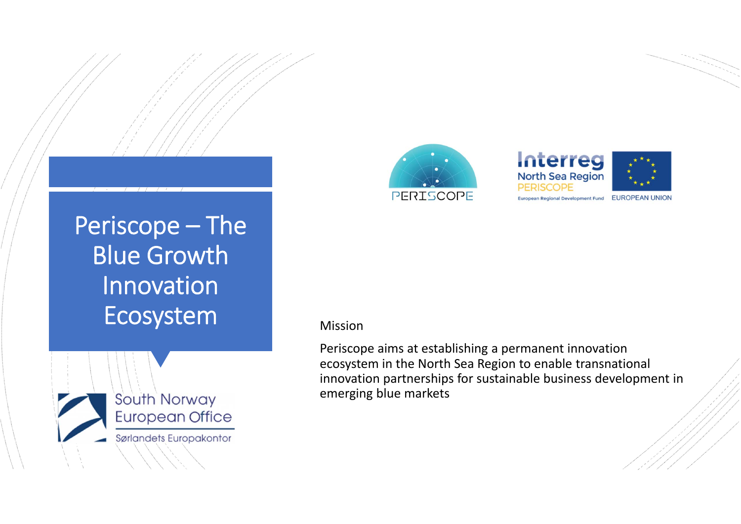# Periscope – The Blue Growth Innovation Ecosystem

PERISCOPE

Interreg North Sea Region PERISCOPE

European Regional Development Fund

EUROPEAN UNION

South Norway European Office

Sørlandets Europakontor

Mission

Periscope aims at establishing a permanent innovation ecosystem in the North Sea Region to enable transnational innovation partnerships for sustainable business development in emerging blue markets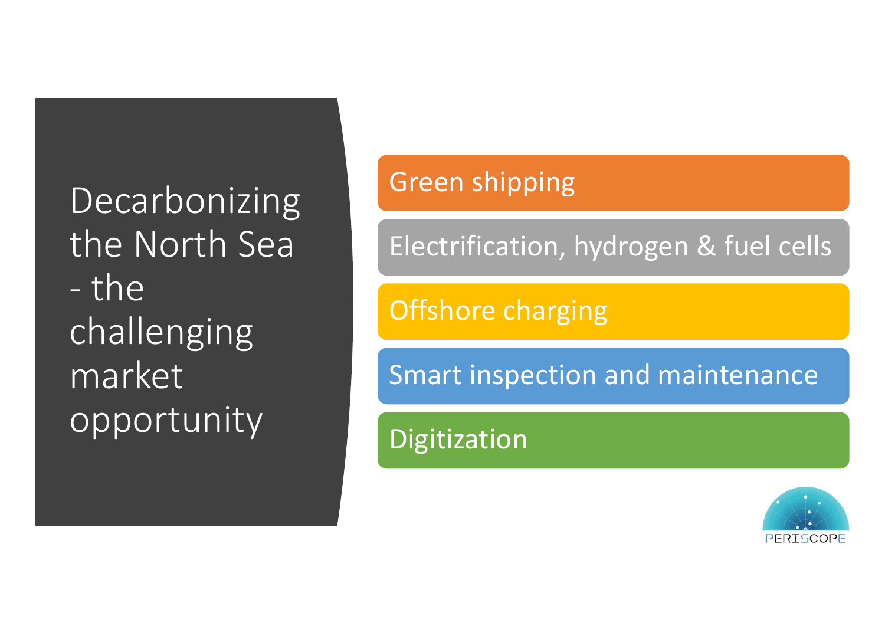# Decarbonizing the North Sea - the challenging market opportunity

- Green shipping
- Electrification, hydrogen & fuel cells
- Offshore charging
- Smart inspection and maintenance
- Digitization

PERISCOPE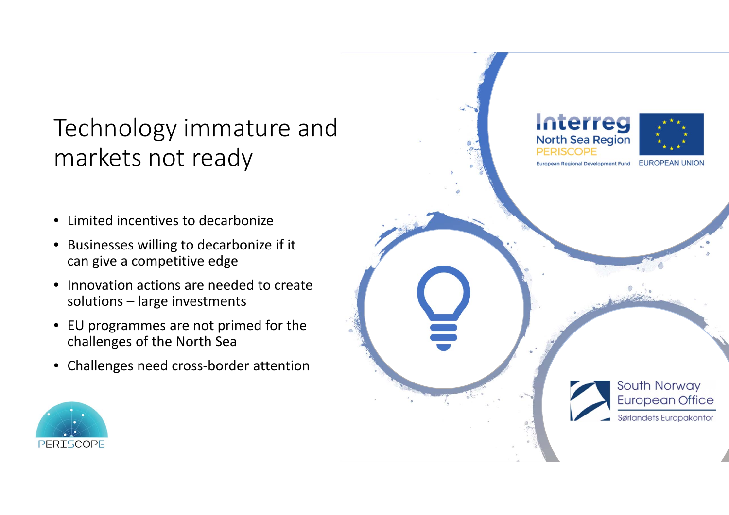# Technology immature and markets not ready

- Limited incentives to decarbonize
- Businesses willing to decarbonize if it can give a competitive edge
- Innovation actions are needed to create solutions – large investments
- EU programmes are not primed for the challenges of the North Sea
- Challenges need cross-border attention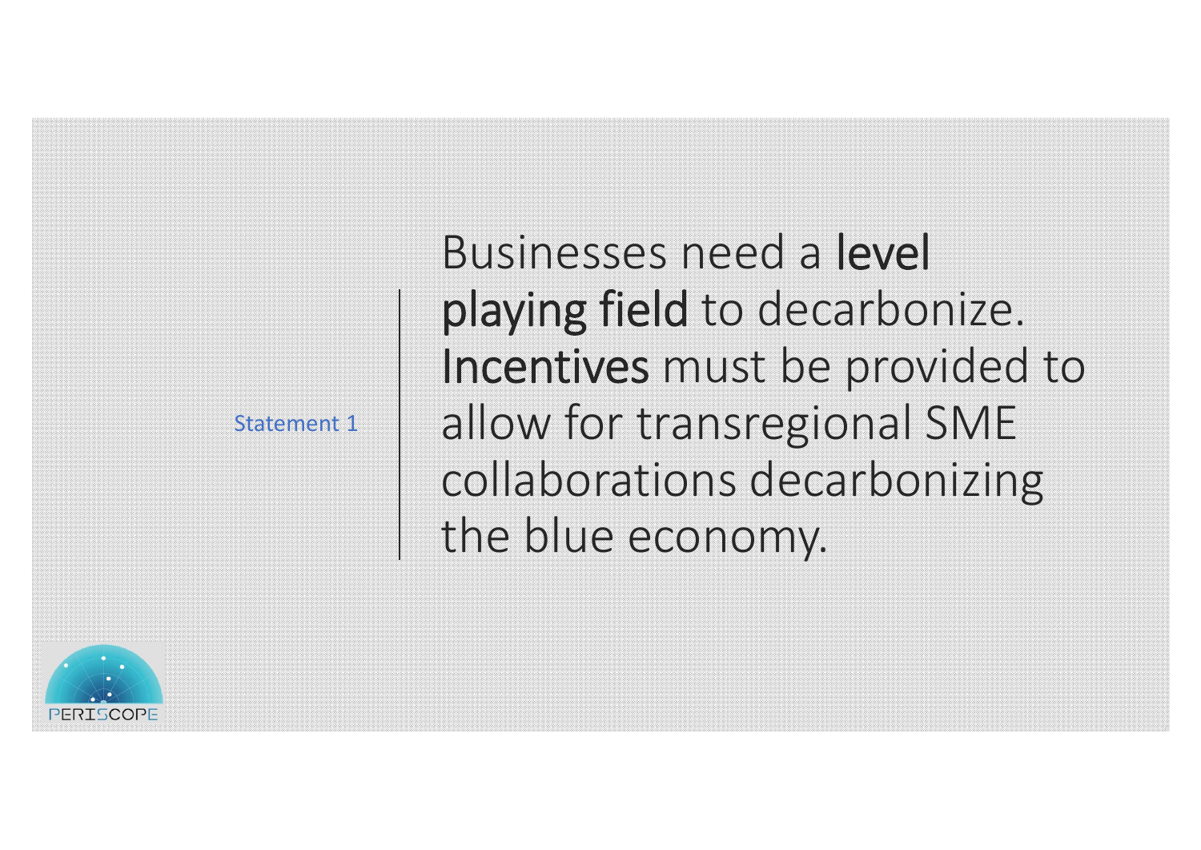Statement 1

Businesses need a **level playing field** to decarbonize. **Incentives** must be provided to allow for transregional SME collaborations decarbonizing the blue economy.

PERISCOPE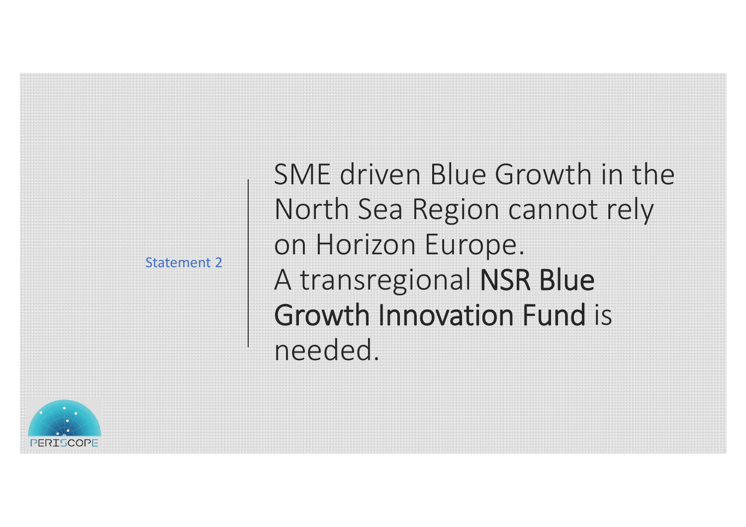Statement 2

SME driven Blue Growth in the North Sea Region cannot rely on Horizon Europe.
A transregional **NSR Blue Growth Innovation Fund** is needed.

PERISCOPE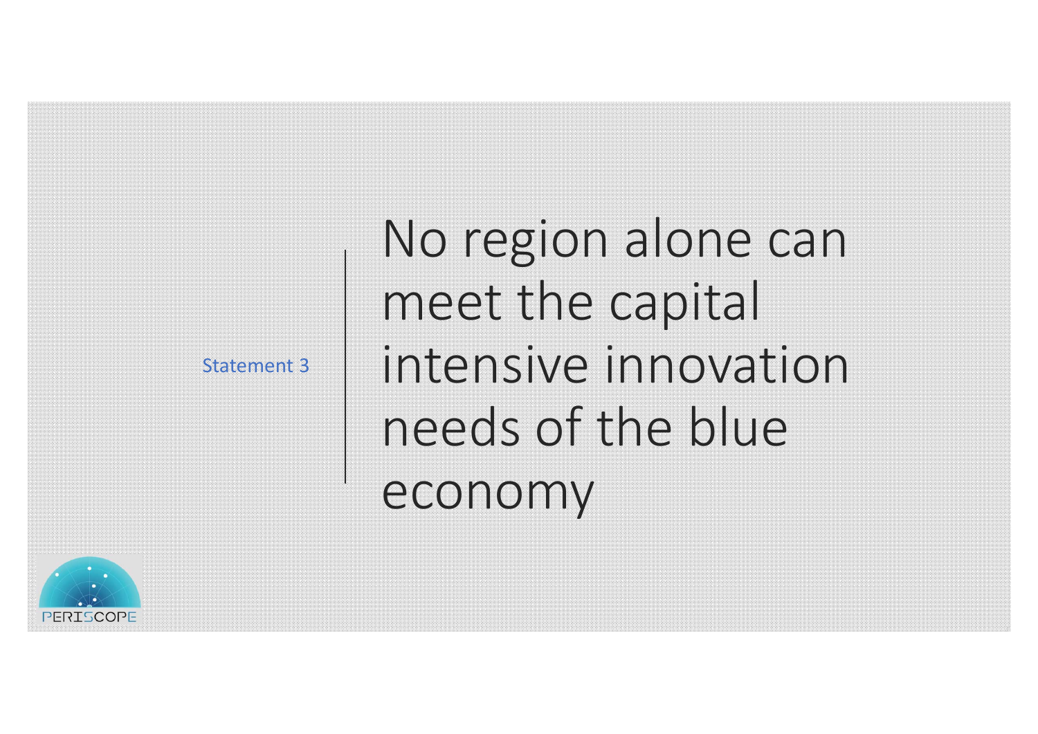Statement 3

# No region alone can meet the capital intensive innovation needs of the blue economy

PERISCOPE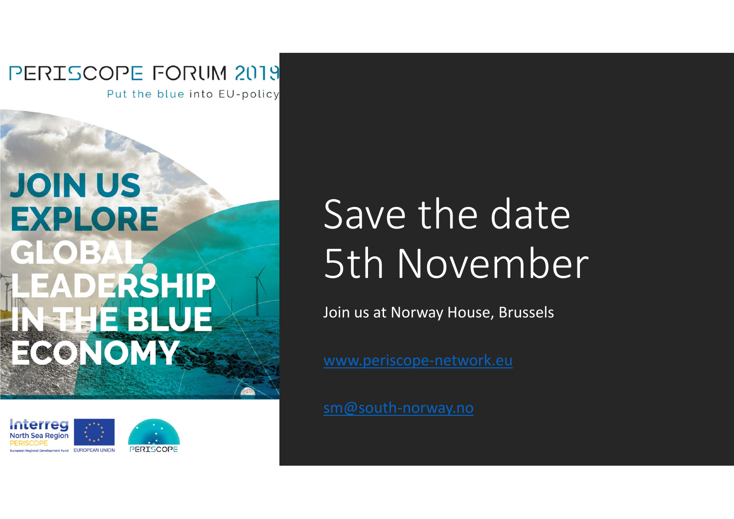PERISCOPE FORUM 2019

Put the blue into EU-policy

JOIN US
EXPLORE
GLOBAL
LEADERSHIP
IN THE BLUE
ECONOMY

Interreg North Sea Region PERISCOPE
European Regional Development Fund
EUROPEAN UNION
PERISCOPE

# Save the date 5th November

Join us at Norway House, Brussels

www.periscope-network.eu

sm@south-norway.no